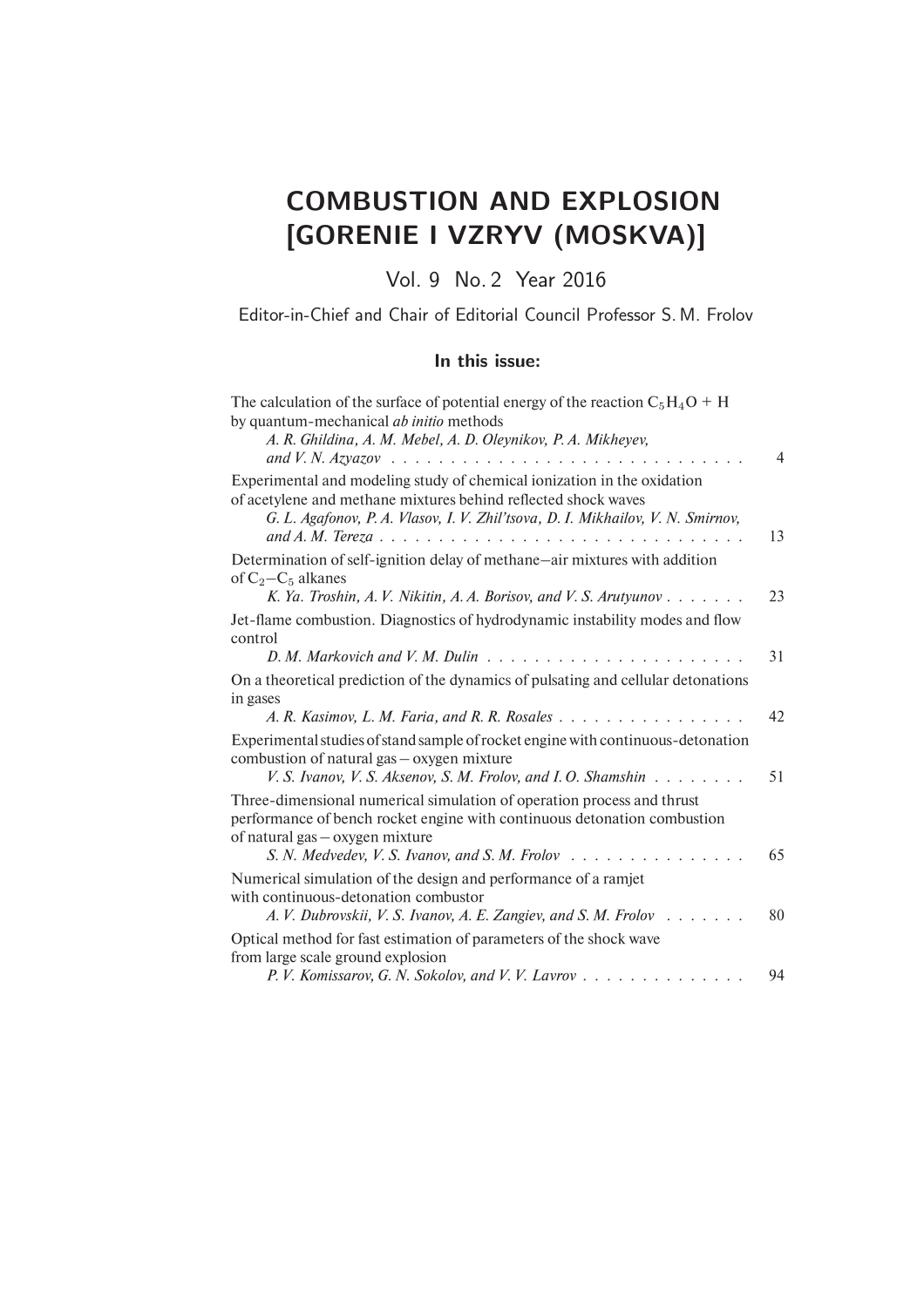# COMBUSTION AND EXPLOSION [GORENIE I VZRYV (MOSKVA)]

Vol. 9 No. 2 Year 2016

Editor-in-Chief and Chair of Editorial Council Professor S. M. Frolov

## In this issue:

The calculation of the surface of potential energy of the reaction $C_5H_4O$ + H by quantum-mechanical *ab initio* methods
*A. R. Ghildina, A. M. Mebel, A. D. Oleynikov, P. A. Mikheyev, and V. N. Azyazov* . . . . . . . . . . . . . . . . . . . . . . . . . . . . . 4

Experimental and modeling study of chemical ionization in the oxidation of acetylene and methane mixtures behind reflected shock waves
*G. L. Agafonov, P. A. Vlasov, I. V. Zhil'tsova, D. I. Mikhailov, V. N. Smirnov, and A. M. Tereza* . . . . . . . . . . . . . . . . . . . . . . . . . . . . . . 13

Determination of self-ignition delay of methane–air mixtures with addition of $C_2$–$C_5$ alkanes
*K. Ya. Troshin, A. V. Nikitin, A. A. Borisov, and V. S. Arutyunov* . . . . . . . 23

Jet-flame combustion. Diagnostics of hydrodynamic instability modes and flow control
*D. M. Markovich and V. M. Dulin* . . . . . . . . . . . . . . . . . . . . . . 31

On a theoretical prediction of the dynamics of pulsating and cellular detonations in gases
*A. R. Kasimov, L. M. Faria, and R. R. Rosales* . . . . . . . . . . . . . . . . 42

Experimental studies of stand sample of rocket engine with continuous-detonation combustion of natural gas – oxygen mixture
*V. S. Ivanov, V. S. Aksenov, S. M. Frolov, and I. O. Shamshin* . . . . . . . . 51

Three-dimensional numerical simulation of operation process and thrust performance of bench rocket engine with continuous detonation combustion of natural gas – oxygen mixture
*S. N. Medvedev, V. S. Ivanov, and S. M. Frolov* . . . . . . . . . . . . . . . 65

Numerical simulation of the design and performance of a ramjet with continuous-detonation combustor
*A. V. Dubrovskii, V. S. Ivanov, A. E. Zangiev, and S. M. Frolov* . . . . . . . 80

Optical method for fast estimation of parameters of the shock wave from large scale ground explosion
*P. V. Komissarov, G. N. Sokolov, and V. V. Lavrov* . . . . . . . . . . . . . . 94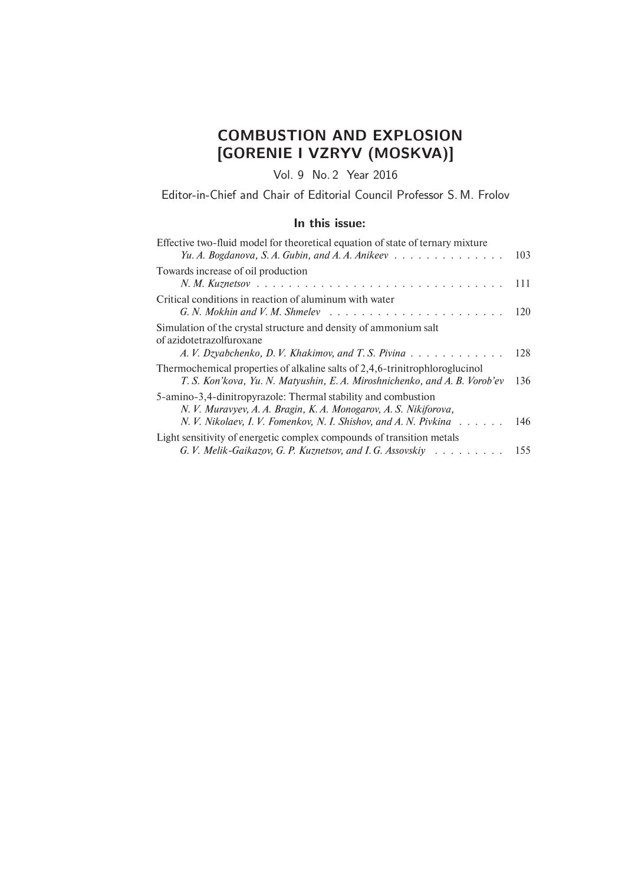# COMBUSTION AND EXPLOSION [GORENIE I VZRYV (MOSKVA)]

Vol. 9 No. 2 Year 2016

Editor-in-Chief and Chair of Editorial Council Professor S. M. Frolov

## In this issue:

Effective two-fluid model for theoretical equation of state of ternary mixture
*Yu. A. Bogdanova, S. A. Gubin, and A. A. Anikeev* . . . . . . . . . . . . . . 103

Towards increase of oil production
*N. M. Kuznetsov* . . . . . . . . . . . . . . . . . . . . . . . . . . . . . . . 111

Critical conditions in reaction of aluminum with water
*G. N. Mokhin and V. M. Shmelev* . . . . . . . . . . . . . . . . . . . . . . 120

Simulation of the crystal structure and density of ammonium salt of azidotetrazolfuroxane
*A. V. Dzyabchenko, D. V. Khakimov, and T. S. Pivina* . . . . . . . . . . . . 128

Thermochemical properties of alkaline salts of 2,4,6-trinitrophloroglucinol
*T. S. Kon'kova, Yu. N. Matyushin, E. A. Miroshnichenko, and A. B. Vorob'ev* 136

5-amino-3,4-dinitropyrazole: Thermal stability and combustion
*N. V. Muravyev, A. A. Bragin, K. A. Monogarov, A. S. Nikiforova, N. V. Nikolaev, I. V. Fomenkov, N. I. Shishov, and A. N. Pivkina* . . . . . . 146

Light sensitivity of energetic complex compounds of transition metals
*G. V. Melik-Gaikazov, G. P. Kuznetsov, and I. G. Assovskiy* . . . . . . . . . 155